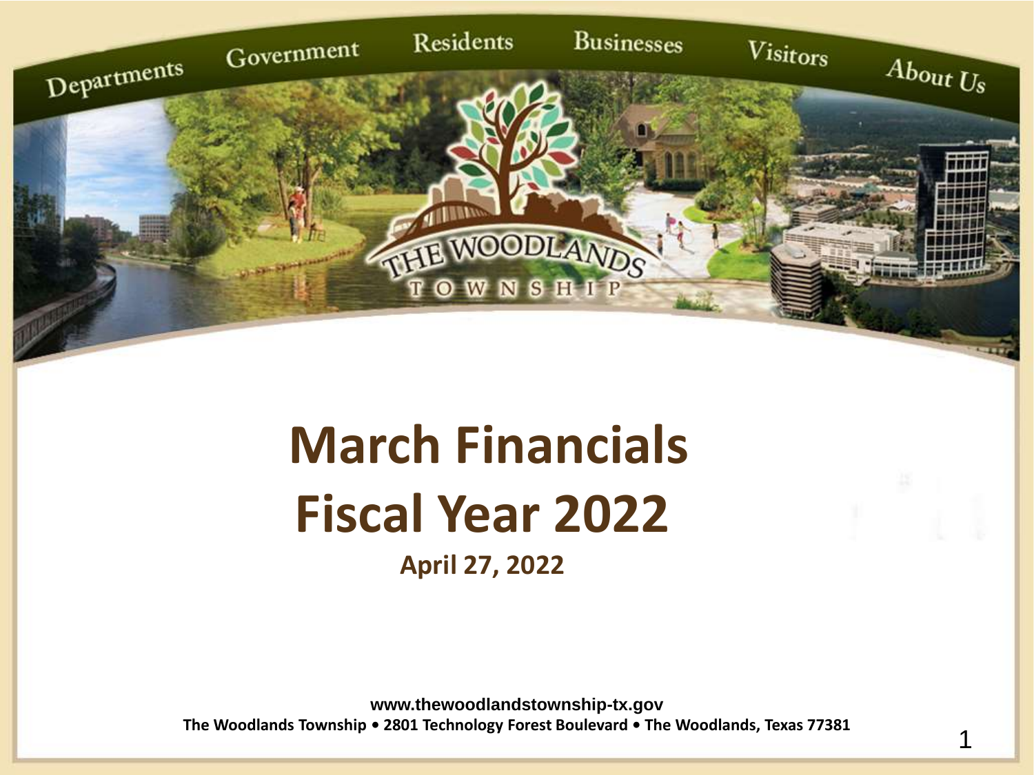# March Financials Fiscal Year 2022

**April 27, 2022**

**www.thewoodlandstownship-tx.gov**
**The Woodlands Township • 2801 Technology Forest Boulevard • The Woodlands, Texas 77381**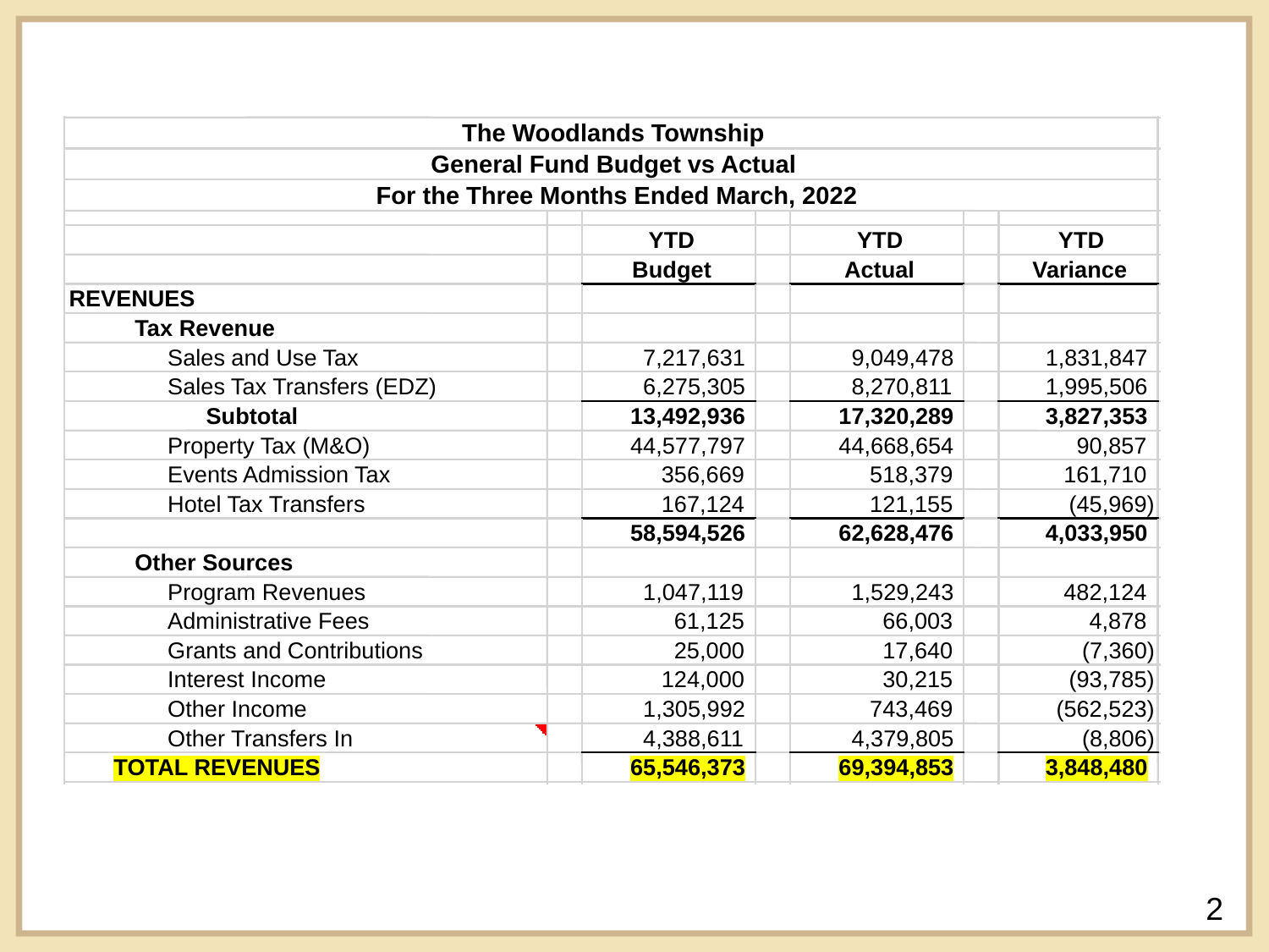| The Woodlands Township | | | |
|---|---|---|---|
| General Fund Budget vs Actual | | | |
| For the Three Months Ended March, 2022 | | | |
| | YTD Budget | YTD Actual | YTD Variance |
| **REVENUES** | | | |
| **Tax Revenue** | | | |
| Sales and Use Tax | 7,217,631 | 9,049,478 | 1,831,847 |
| Sales Tax Transfers (EDZ) | 6,275,305 | 8,270,811 | 1,995,506 |
| **Subtotal** | **13,492,936** | **17,320,289** | **3,827,353** |
| Property Tax (M&O) | 44,577,797 | 44,668,654 | 90,857 |
| Events Admission Tax | 356,669 | 518,379 | 161,710 |
| Hotel Tax Transfers | 167,124 | 121,155 | (45,969) |
| | **58,594,526** | **62,628,476** | **4,033,950** |
| **Other Sources** | | | |
| Program Revenues | 1,047,119 | 1,529,243 | 482,124 |
| Administrative Fees | 61,125 | 66,003 | 4,878 |
| Grants and Contributions | 25,000 | 17,640 | (7,360) |
| Interest Income | 124,000 | 30,215 | (93,785) |
| Other Income | 1,305,992 | 743,469 | (562,523) |
| Other Transfers In | 4,388,611 | 4,379,805 | (8,806) |
| **TOTAL REVENUES** | **65,546,373** | **69,394,853** | **3,848,480** |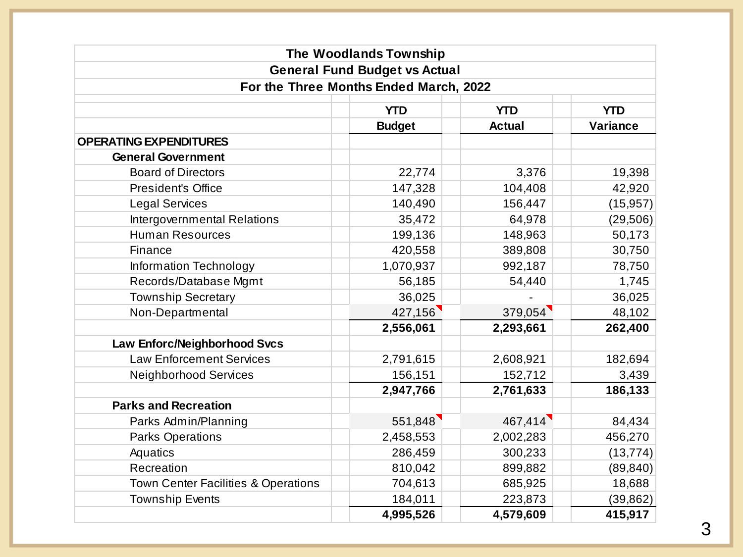| The Woodlands Township<br>General Fund Budget vs Actual<br>For the Three Months Ended March, 2022 | | | |
|---|---|---|---|
| | YTD Budget | YTD Actual | YTD Variance |
| **OPERATING EXPENDITURES** | | | |
| **General Government** | | | |
| Board of Directors | 22,774 | 3,376 | 19,398 |
| President's Office | 147,328 | 104,408 | 42,920 |
| Legal Services | 140,490 | 156,447 | (15,957) |
| Intergovernmental Relations | 35,472 | 64,978 | (29,506) |
| Human Resources | 199,136 | 148,963 | 50,173 |
| Finance | 420,558 | 389,808 | 30,750 |
| Information Technology | 1,070,937 | 992,187 | 78,750 |
| Records/Database Mgmt | 56,185 | 54,440 | 1,745 |
| Township Secretary | 36,025 | - | 36,025 |
| Non-Departmental | 427,156 | 379,054 | 48,102 |
| | **2,556,061** | **2,293,661** | **262,400** |
| **Law Enforc/Neighborhood Svcs** | | | |
| Law Enforcement Services | 2,791,615 | 2,608,921 | 182,694 |
| Neighborhood Services | 156,151 | 152,712 | 3,439 |
| | **2,947,766** | **2,761,633** | **186,133** |
| **Parks and Recreation** | | | |
| Parks Admin/Planning | 551,848 | 467,414 | 84,434 |
| Parks Operations | 2,458,553 | 2,002,283 | 456,270 |
| Aquatics | 286,459 | 300,233 | (13,774) |
| Recreation | 810,042 | 899,882 | (89,840) |
| Town Center Facilities & Operations | 704,613 | 685,925 | 18,688 |
| Township Events | 184,011 | 223,873 | (39,862) |
| | **4,995,526** | **4,579,609** | **415,917** |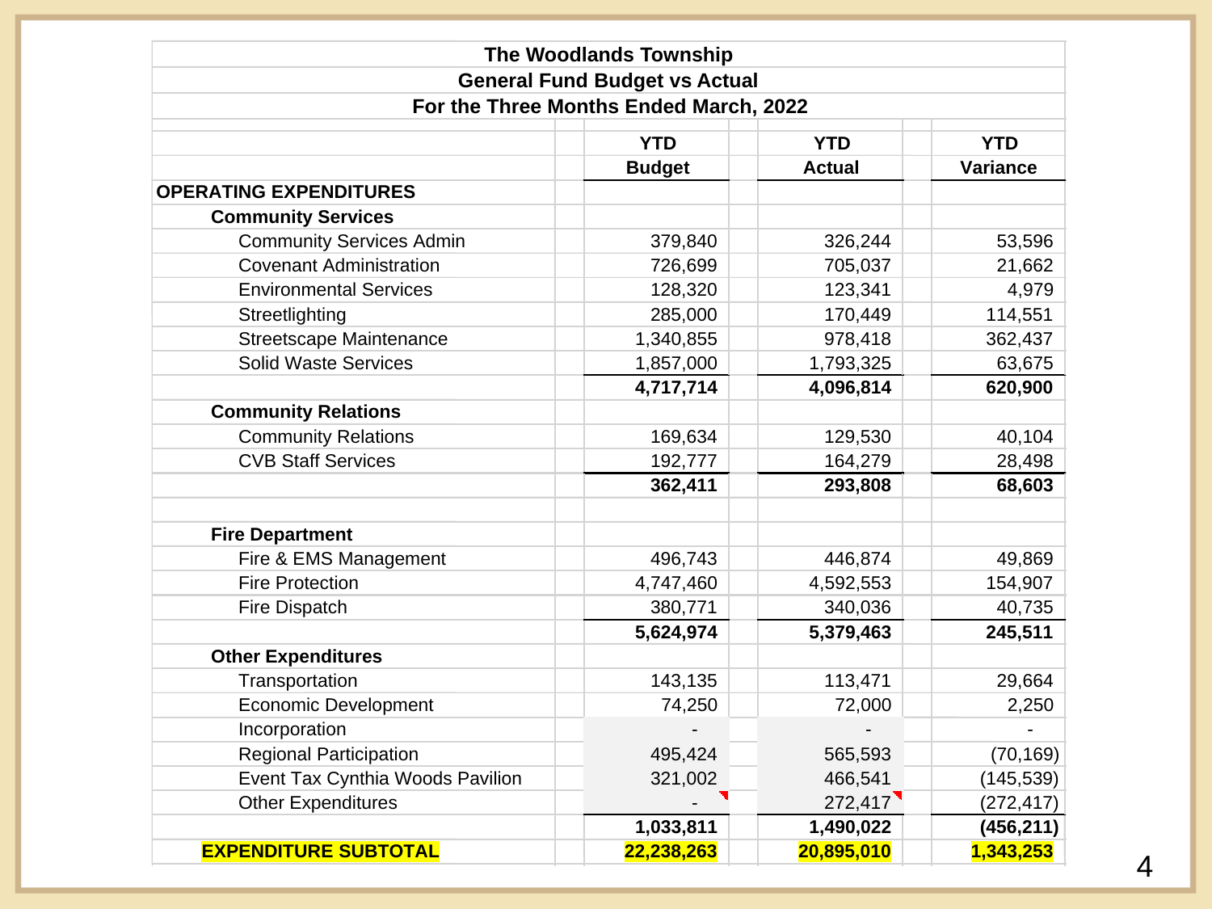**The Woodlands Township**

**General Fund Budget vs Actual**

**For the Three Months Ended March, 2022**

| | YTD Budget | YTD Actual | YTD Variance |
|---|---|---|---|
| **OPERATING EXPENDITURES** | | | |
| **Community Services** | | | |
| Community Services Admin | 379,840 | 326,244 | 53,596 |
| Covenant Administration | 726,699 | 705,037 | 21,662 |
| Environmental Services | 128,320 | 123,341 | 4,979 |
| Streetlighting | 285,000 | 170,449 | 114,551 |
| Streetscape Maintenance | 1,340,855 | 978,418 | 362,437 |
| Solid Waste Services | 1,857,000 | 1,793,325 | 63,675 |
| | **4,717,714** | **4,096,814** | **620,900** |
| **Community Relations** | | | |
| Community Relations | 169,634 | 129,530 | 40,104 |
| CVB Staff Services | 192,777 | 164,279 | 28,498 |
| | **362,411** | **293,808** | **68,603** |
| **Fire Department** | | | |
| Fire & EMS Management | 496,743 | 446,874 | 49,869 |
| Fire Protection | 4,747,460 | 4,592,553 | 154,907 |
| Fire Dispatch | 380,771 | 340,036 | 40,735 |
| | **5,624,974** | **5,379,463** | **245,511** |
| **Other Expenditures** | | | |
| Transportation | 143,135 | 113,471 | 29,664 |
| Economic Development | 74,250 | 72,000 | 2,250 |
| Incorporation | - | - | - |
| Regional Participation | 495,424 | 565,593 | (70,169) |
| Event Tax Cynthia Woods Pavilion | 321,002 | 466,541 | (145,539) |
| Other Expenditures | - | 272,417 | (272,417) |
| | **1,033,811** | **1,490,022** | **(456,211)** |
| **EXPENDITURE SUBTOTAL** | **22,238,263** | **20,895,010** | **1,343,253** |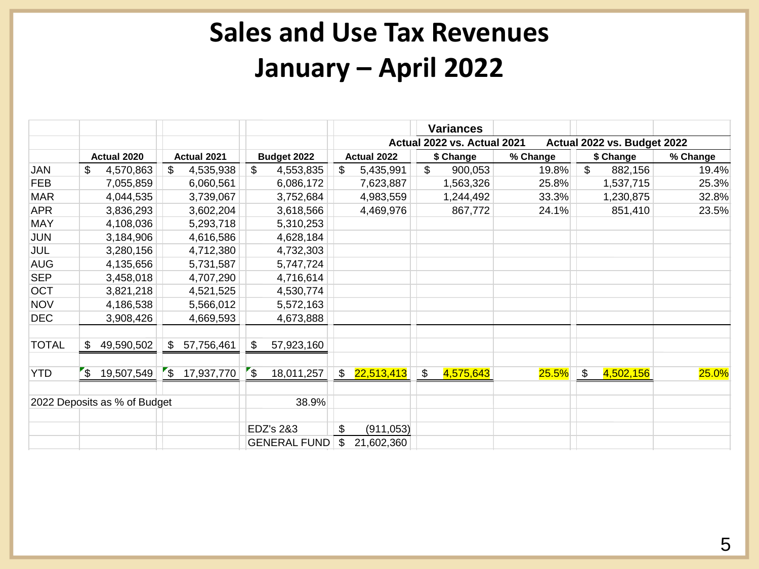# Sales and Use Tax Revenues

## January – April 2022

| | | | | | Variances | | | |
|---|---|---|---|---|---|---|---|---|
| | | | | | Actual 2022 vs. Actual 2021 | | Actual 2022 vs. Budget 2022 | |
| | Actual 2020 | Actual 2021 | Budget 2022 | Actual 2022 | $ Change | % Change | $ Change | % Change |
| JAN | $ 4,570,863 | $ 4,535,938 | $ 4,553,835 | $ 5,435,991 | $ 900,053 | 19.8% | $ 882,156 | 19.4% |
| FEB | 7,055,859 | 6,060,561 | 6,086,172 | 7,623,887 | 1,563,326 | 25.8% | 1,537,715 | 25.3% |
| MAR | 4,044,535 | 3,739,067 | 3,752,684 | 4,983,559 | 1,244,492 | 33.3% | 1,230,875 | 32.8% |
| APR | 3,836,293 | 3,602,204 | 3,618,566 | 4,469,976 | 867,772 | 24.1% | 851,410 | 23.5% |
| MAY | 4,108,036 | 5,293,718 | 5,310,253 | | | | | |
| JUN | 3,184,906 | 4,616,586 | 4,628,184 | | | | | |
| JUL | 3,280,156 | 4,712,380 | 4,732,303 | | | | | |
| AUG | 4,135,656 | 5,731,587 | 5,747,724 | | | | | |
| SEP | 3,458,018 | 4,707,290 | 4,716,614 | | | | | |
| OCT | 3,821,218 | 4,521,525 | 4,530,774 | | | | | |
| NOV | 4,186,538 | 5,566,012 | 5,572,163 | | | | | |
| DEC | 3,908,426 | 4,669,593 | 4,673,888 | | | | | |
| TOTAL | $ 49,590,502 | $ 57,756,461 | $ 57,923,160 | | | | | |
| YTD | $ 19,507,549 | $ 17,937,770 | $ 18,011,257 | $ 22,513,413 | $ 4,575,643 | 25.5% | $ 4,502,156 | 25.0% |
| 2022 Deposits as % of Budget | | | 38.9% | | | | | |
| | | | EDZ's 2&3 | $ (911,053) | | | | |
| | | | GENERAL FUND | $ 21,602,360 | | | | |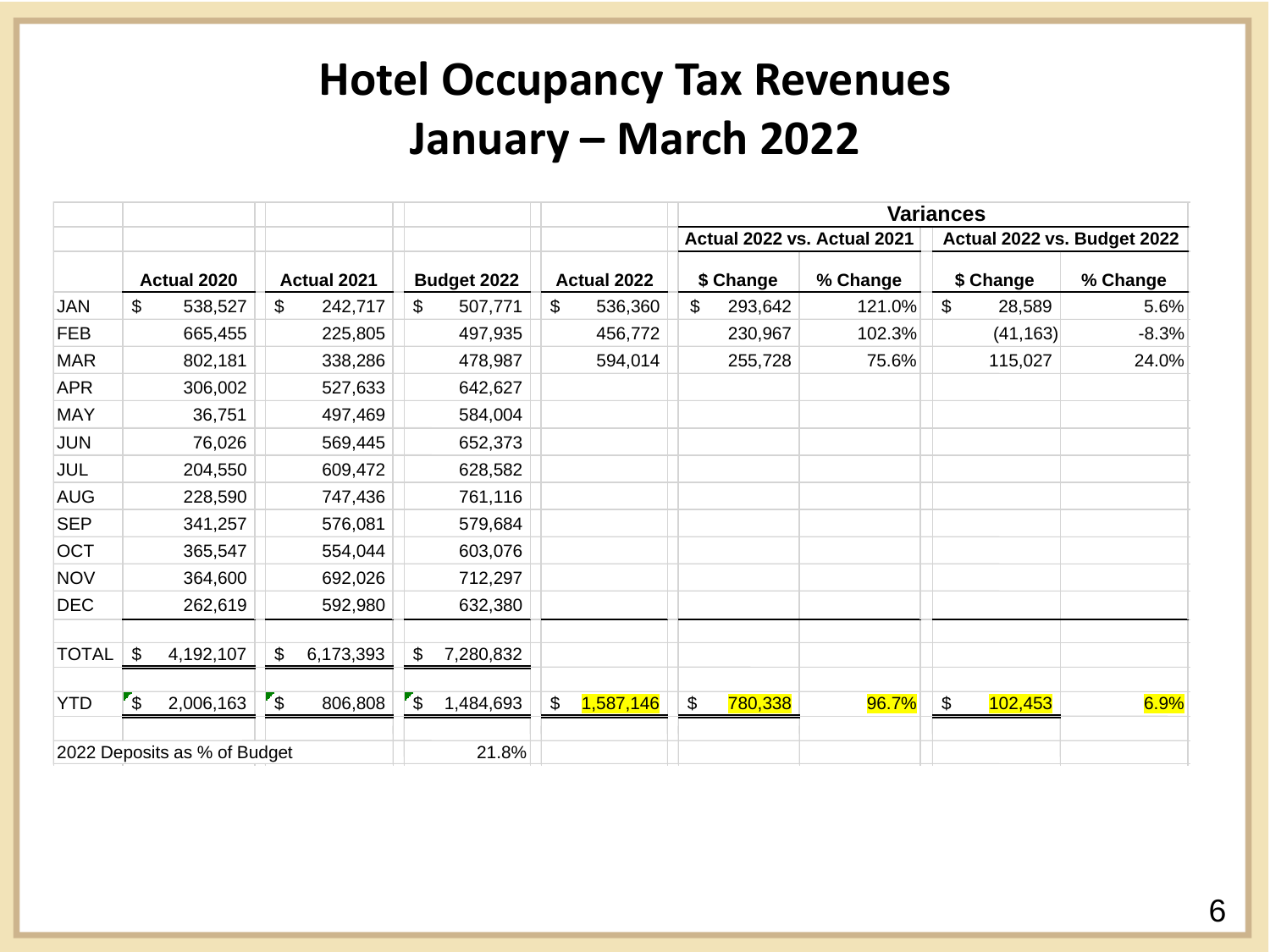# Hotel Occupancy Tax Revenues
# January – March 2022

| | | | | | Variances | | | |
|---|---|---|---|---|---|---|---|---|
| | | | | | Actual 2022 vs. Actual 2021 | | Actual 2022 vs. Budget 2022 | |
| | Actual 2020 | Actual 2021 | Budget 2022 | Actual 2022 | $ Change | % Change | $ Change | % Change |
| JAN | $ 538,527 | $ 242,717 | $ 507,771 | $ 536,360 | $ 293,642 | 121.0% | $ 28,589 | 5.6% |
| FEB | 665,455 | 225,805 | 497,935 | 456,772 | 230,967 | 102.3% | (41,163) | -8.3% |
| MAR | 802,181 | 338,286 | 478,987 | 594,014 | 255,728 | 75.6% | 115,027 | 24.0% |
| APR | 306,002 | 527,633 | 642,627 | | | | | |
| MAY | 36,751 | 497,469 | 584,004 | | | | | |
| JUN | 76,026 | 569,445 | 652,373 | | | | | |
| JUL | 204,550 | 609,472 | 628,582 | | | | | |
| AUG | 228,590 | 747,436 | 761,116 | | | | | |
| SEP | 341,257 | 576,081 | 579,684 | | | | | |
| OCT | 365,547 | 554,044 | 603,076 | | | | | |
| NOV | 364,600 | 692,026 | 712,297 | | | | | |
| DEC | 262,619 | 592,980 | 632,380 | | | | | |
| TOTAL | $ 4,192,107 | $ 6,173,393 | $ 7,280,832 | | | | | |
| YTD | $ 2,006,163 | $ 806,808 | $ 1,484,693 | $ 1,587,146 | $ 780,338 | 96.7% | $ 102,453 | 6.9% |
| 2022 Deposits as % of Budget | | | 21.8% | | | | | |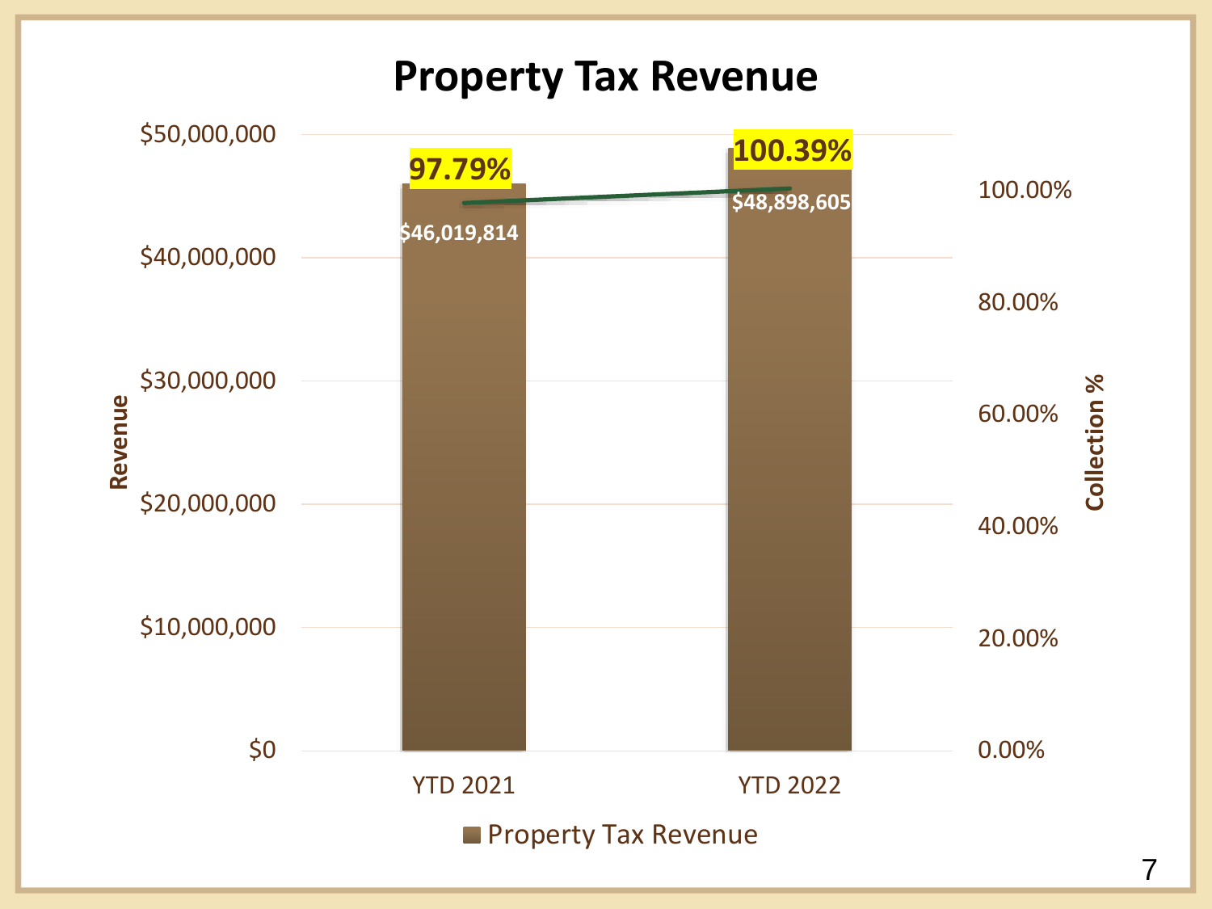# Property Tax Revenue

$50,000,000
$40,000,000
$30,000,000
$20,000,000
$10,000,000
$0

Revenue

97.79%
$46,019,814

100.39%
$48,898,605

YTD 2021
YTD 2022

100.00%
80.00%
60.00%
40.00%
20.00%
0.00%

Collection %

Property Tax Revenue